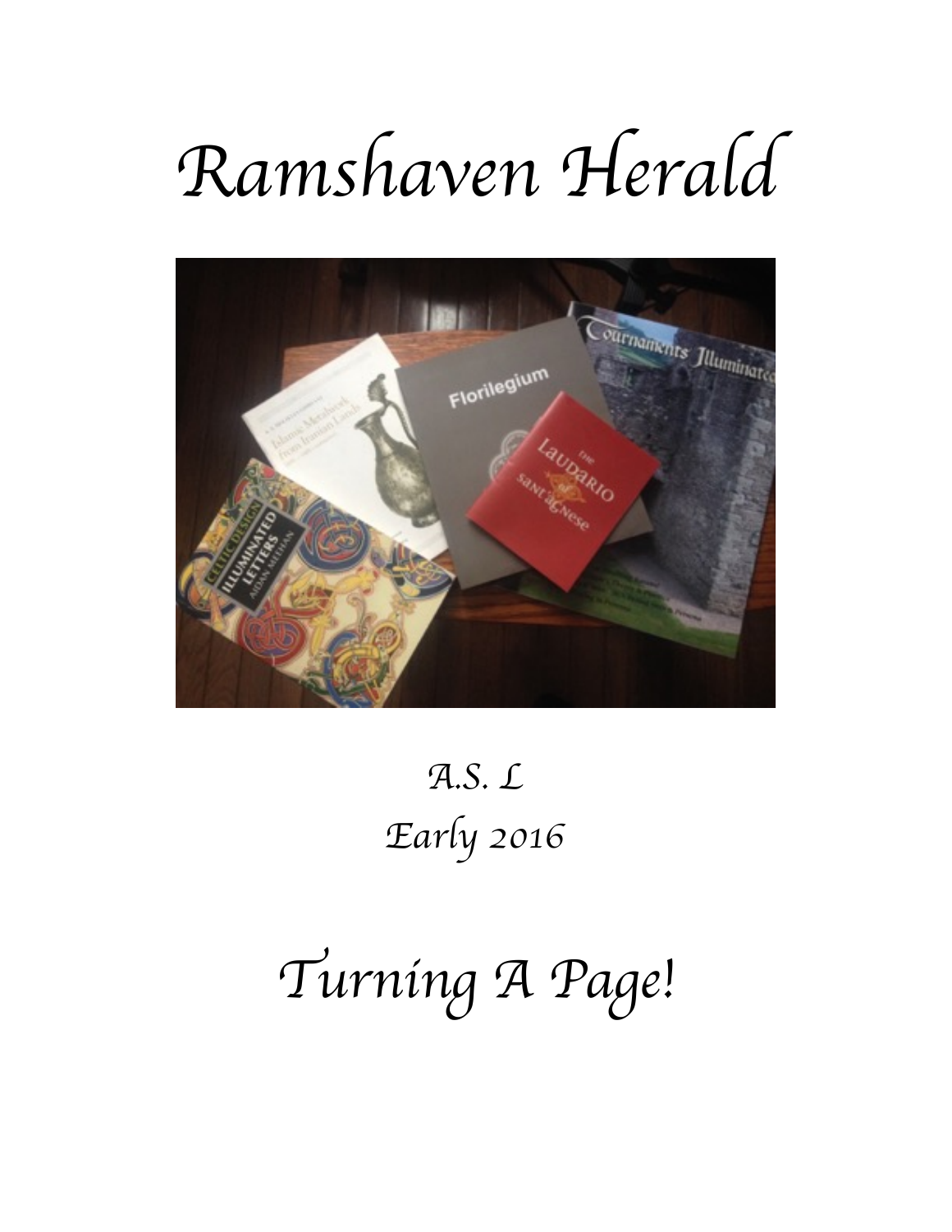# Ramshaven Herald

A.S. L

Early 2016

## Turning A Page!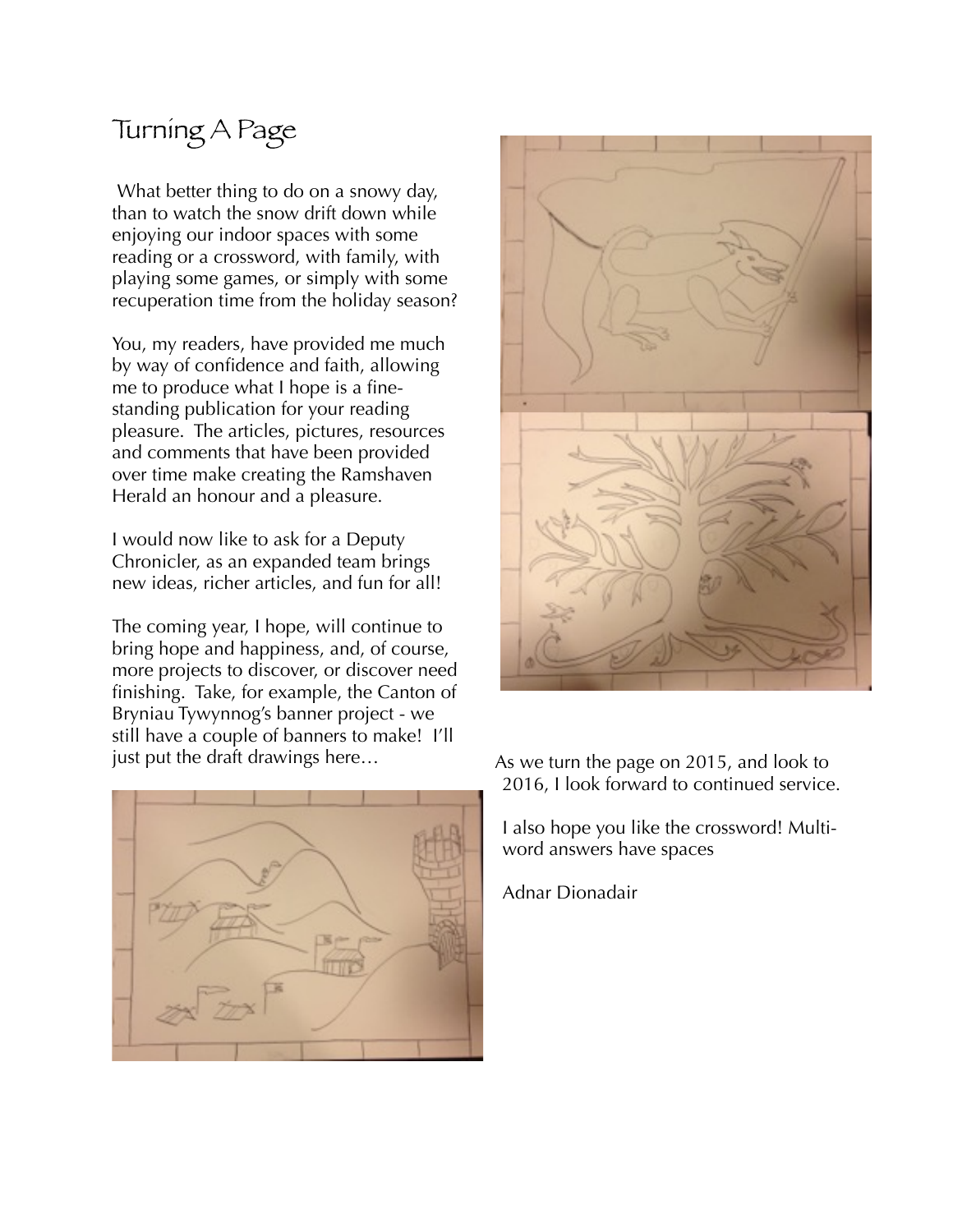# Turning A Page

What better thing to do on a snowy day, than to watch the snow drift down while enjoying our indoor spaces with some reading or a crossword, with family, with playing some games, or simply with some recuperation time from the holiday season?

You, my readers, have provided me much by way of confidence and faith, allowing me to produce what I hope is a fine-standing publication for your reading pleasure. The articles, pictures, resources and comments that have been provided over time make creating the Ramshaven Herald an honour and a pleasure.

I would now like to ask for a Deputy Chronicler, as an expanded team brings new ideas, richer articles, and fun for all!

The coming year, I hope, will continue to bring hope and happiness, and, of course, more projects to discover, or discover need finishing. Take, for example, the Canton of Bryniau Tywynnog's banner project - we still have a couple of banners to make! I'll just put the draft drawings here…

As we turn the page on 2015, and look to 2016, I look forward to continued service.

I also hope you like the crossword! Multi-word answers have spaces

Adnar Dionadair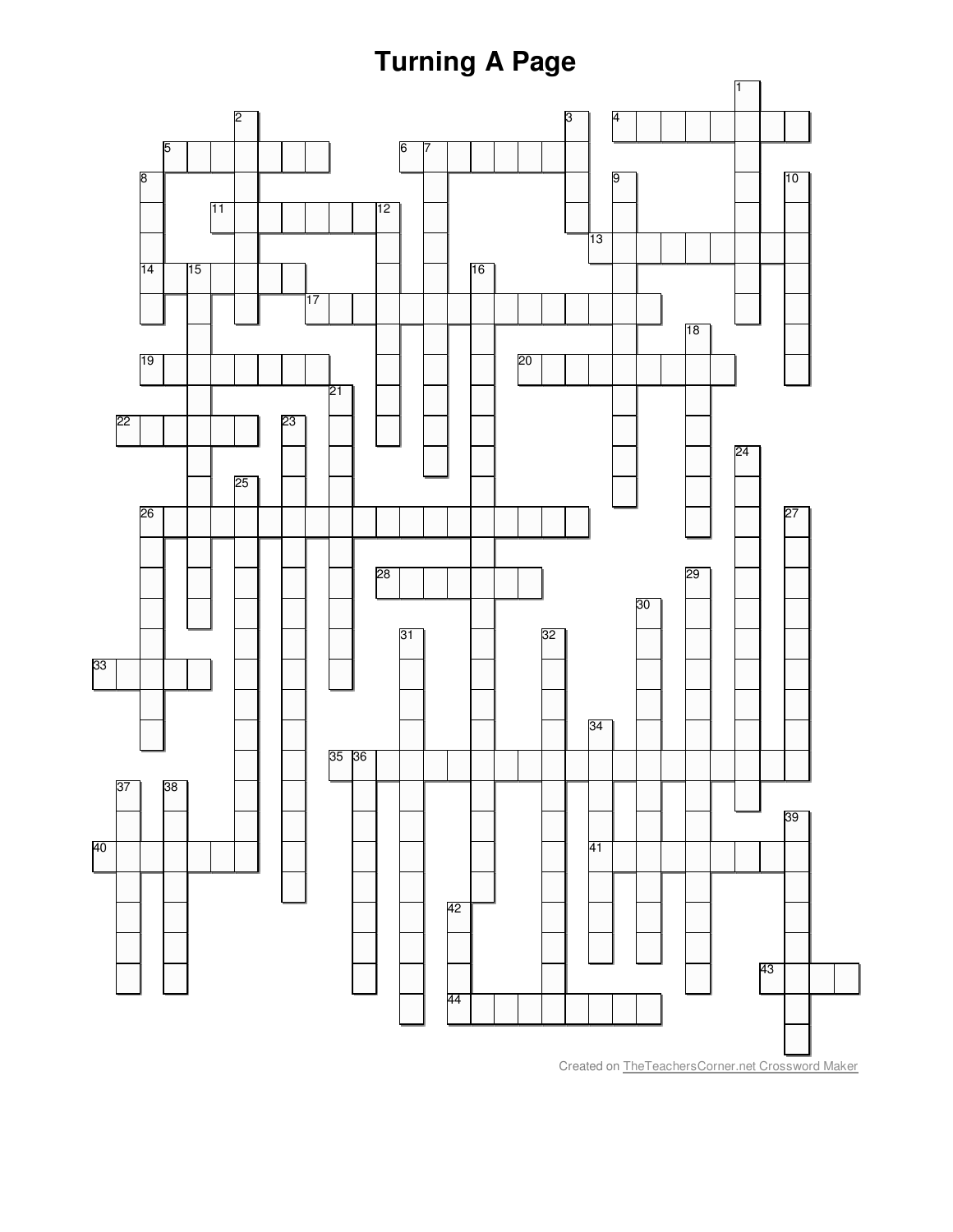# Turning A Page

Created on TheTeachersCorner.net Crossword Maker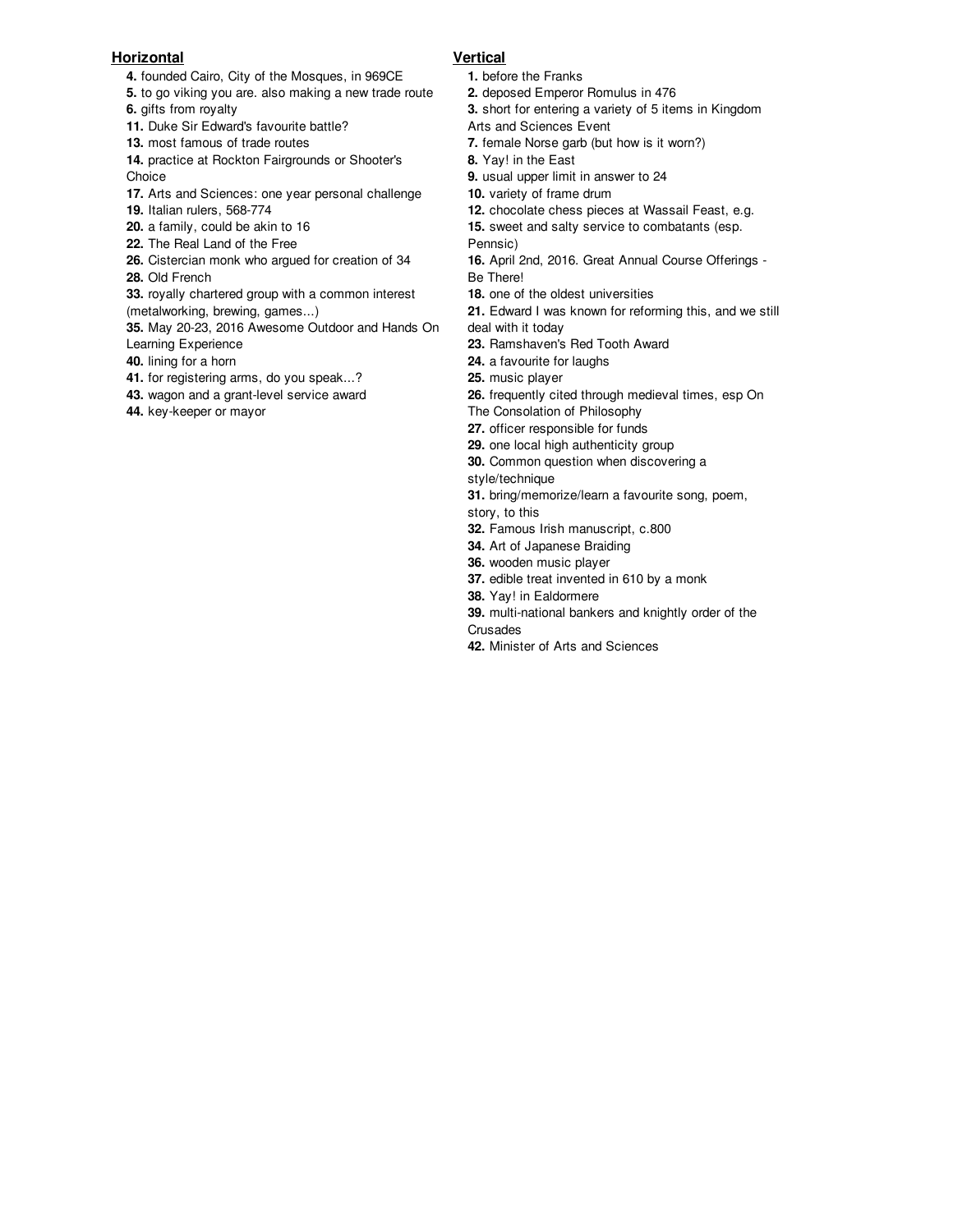## Horizontal

**4.** founded Cairo, City of the Mosques, in 969CE
**5.** to go viking you are. also making a new trade route
**6.** gifts from royalty
**11.** Duke Sir Edward's favourite battle?
**13.** most famous of trade routes
**14.** practice at Rockton Fairgrounds or Shooter's Choice
**17.** Arts and Sciences: one year personal challenge
**19.** Italian rulers, 568-774
**20.** a family, could be akin to 16
**22.** The Real Land of the Free
**26.** Cistercian monk who argued for creation of 34
**28.** Old French
**33.** royally chartered group with a common interest (metalworking, brewing, games...)
**35.** May 20-23, 2016 Awesome Outdoor and Hands On Learning Experience
**40.** lining for a horn
**41.** for registering arms, do you speak...?
**43.** wagon and a grant-level service award
**44.** key-keeper or mayor

## Vertical

**1.** before the Franks
**2.** deposed Emperor Romulus in 476
**3.** short for entering a variety of 5 items in Kingdom Arts and Sciences Event
**7.** female Norse garb (but how is it worn?)
**8.** Yay! in the East
**9.** usual upper limit in answer to 24
**10.** variety of frame drum
**12.** chocolate chess pieces at Wassail Feast, e.g.
**15.** sweet and salty service to combatants (esp. Pennsic)
**16.** April 2nd, 2016. Great Annual Course Offerings - Be There!
**18.** one of the oldest universities
**21.** Edward I was known for reforming this, and we still deal with it today
**23.** Ramshaven's Red Tooth Award
**24.** a favourite for laughs
**25.** music player
**26.** frequently cited through medieval times, esp On The Consolation of Philosophy
**27.** officer responsible for funds
**29.** one local high authenticity group
**30.** Common question when discovering a style/technique
**31.** bring/memorize/learn a favourite song, poem, story, to this
**32.** Famous Irish manuscript, c.800
**34.** Art of Japanese Braiding
**36.** wooden music player
**37.** edible treat invented in 610 by a monk
**38.** Yay! in Ealdormere
**39.** multi-national bankers and knightly order of the Crusades
**42.** Minister of Arts and Sciences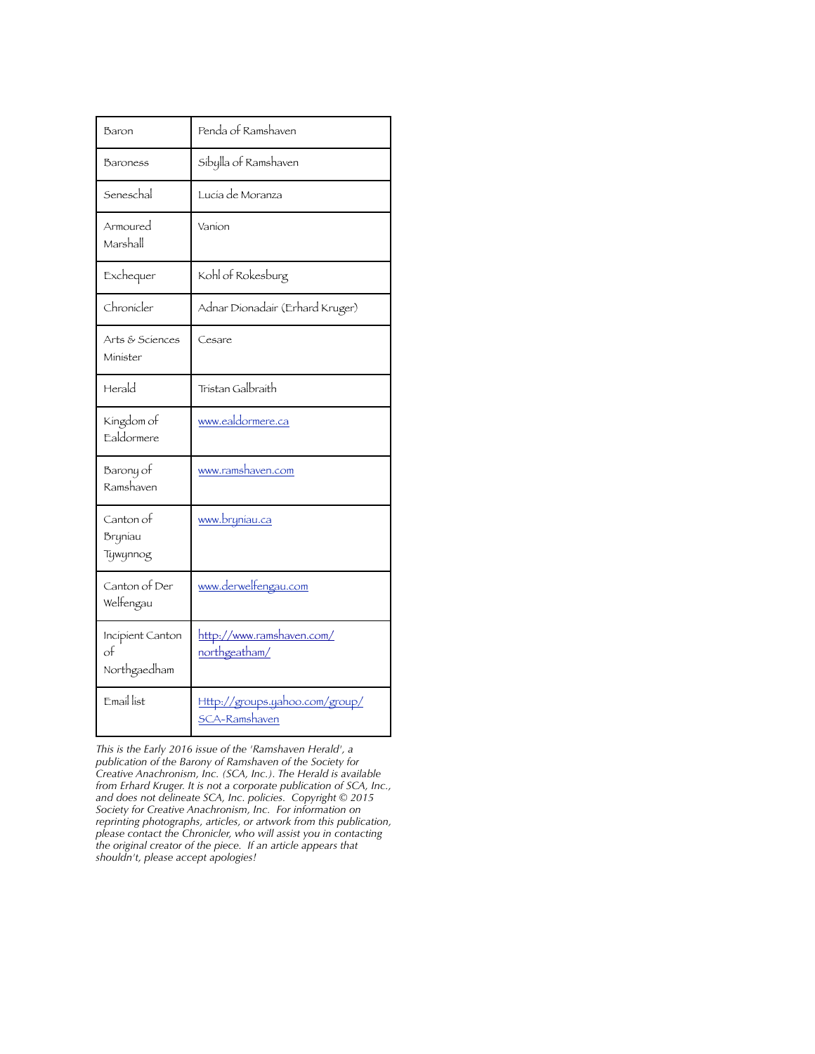| | |
|---|---|
| Baron | Penda of Ramshaven |
| Baroness | Sibylla of Ramshaven |
| Seneschal | Lucia de Moranza |
| Armoured Marshall | Vanion |
| Exchequer | Kohl of Rokesburg |
| Chronicler | Adnar Dionadair (Erhard Kruger) |
| Arts & Sciences Minister | Cesare |
| Herald | Tristan Galbraith |
| Kingdom of Ealdormere | [www.ealdormere.ca](http://www.ealdormere.ca) |
| Barony of Ramshaven | [www.ramshaven.com](http://www.ramshaven.com) |
| Canton of Bryniau Tywynnog | [www.bryniau.ca](http://www.bryniau.ca) |
| Canton of Der Welfengau | [www.derwelfengau.com](http://www.derwelfengau.com) |
| Incipient Canton of Northgaedham | [http://www.ramshaven.com/northgeatham/](http://www.ramshaven.com/northgeatham/) |
| Email list | [Http://groups.yahoo.com/group/SCA-Ramshaven](Http://groups.yahoo.com/group/SCA-Ramshaven) |

*This is the Early 2016 issue of the 'Ramshaven Herald', a publication of the Barony of Ramshaven of the Society for Creative Anachronism, Inc. (SCA, Inc.). The Herald is available from Erhard Kruger. It is not a corporate publication of SCA, Inc., and does not delineate SCA, Inc. policies. Copyright © 2015 Society for Creative Anachronism, Inc. For information on reprinting photographs, articles, or artwork from this publication, please contact the Chronicler, who will assist you in contacting the original creator of the piece. If an article appears that shouldn't, please accept apologies!*